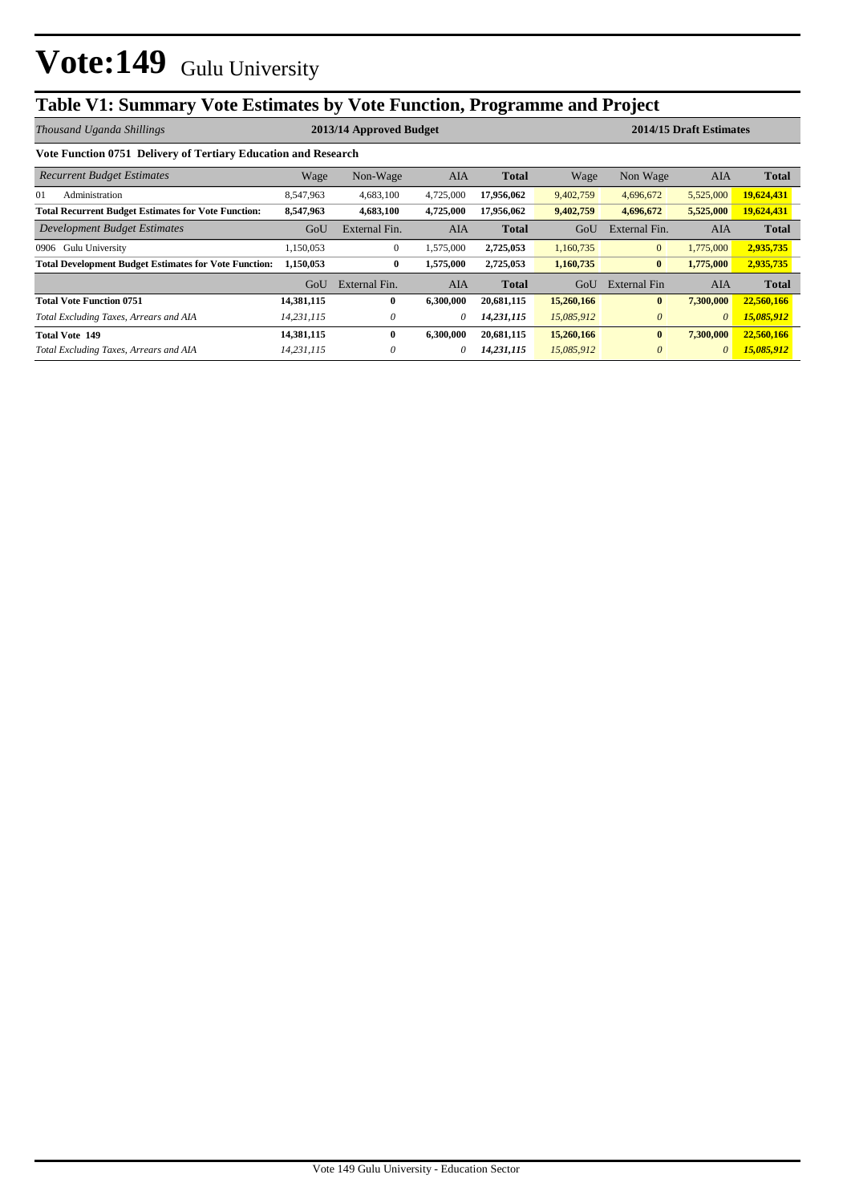# Vote:149 Gulu University

## Table V1: Summary Vote Estimates by Vote Function, Programme and Project

| *Thousand Uganda Shillings* | 2013/14 Approved Budget | | | | 2014/15 Draft Estimates | | | |
|---|---|---|---|---|---|---|---|---|
| **Vote Function 0751 Delivery of Tertiary Education and Research** | | | | | | | | |
| *Recurrent Budget Estimates* | Wage | Non-Wage | AIA | **Total** | Wage | Non Wage | AIA | **Total** |
| 01 Administration | 8,547,963 | 4,683,100 | 4,725,000 | **17,956,062** | 9,402,759 | 4,696,672 | 5,525,000 | **19,624,431** |
| **Total Recurrent Budget Estimates for Vote Function:** | **8,547,963** | **4,683,100** | **4,725,000** | **17,956,062** | **9,402,759** | **4,696,672** | **5,525,000** | **19,624,431** |
| *Development Budget Estimates* | GoU | External Fin. | AIA | **Total** | GoU | External Fin. | AIA | **Total** |
| 0906 Gulu University | 1,150,053 | 0 | 1,575,000 | **2,725,053** | 1,160,735 | 0 | 1,775,000 | **2,935,735** |
| **Total Development Budget Estimates for Vote Function:** | **1,150,053** | **0** | **1,575,000** | **2,725,053** | **1,160,735** | **0** | **1,775,000** | **2,935,735** |
| | GoU | External Fin. | AIA | **Total** | GoU | External Fin | AIA | **Total** |
| **Total Vote Function 0751** | **14,381,115** | **0** | **6,300,000** | **20,681,115** | **15,260,166** | **0** | **7,300,000** | **22,560,166** |
| *Total Excluding Taxes, Arrears and AIA* | *14,231,115* | *0* | *0* | ***14,231,115*** | *15,085,912* | *0* | *0* | ***15,085,912*** |
| **Total Vote 149** | **14,381,115** | **0** | **6,300,000** | **20,681,115** | **15,260,166** | **0** | **7,300,000** | **22,560,166** |
| *Total Excluding Taxes, Arrears and AIA* | *14,231,115* | *0* | *0* | ***14,231,115*** | *15,085,912* | *0* | *0* | ***15,085,912*** |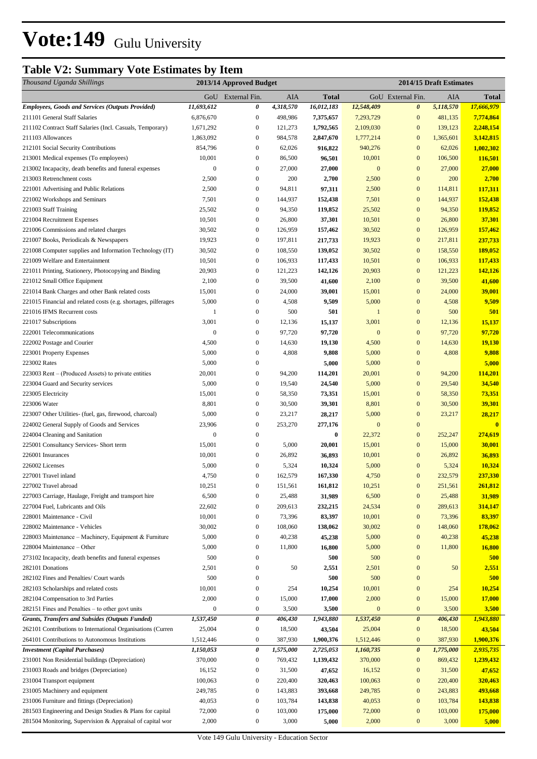# Vote:149 Gulu University

## Table V2: Summary Vote Estimates by Item

| *Thousand Uganda Shillings* | 2013/14 Approved Budget | | | | 2014/15 Draft Estimates | | | |
|---|---|---|---|---|---|---|---|---|
| | GoU | External Fin. | AIA | Total | GoU | External Fin. | AIA | Total |
| ***Employees, Goods and Services (Outputs Provided)*** | ***11,693,612*** | ***0*** | ***4,318,570*** | ***16,012,183*** | ***12,548,409*** | ***0*** | ***5,118,570*** | ***17,666,979*** |
| 211101 General Staff Salaries | 6,876,670 | 0 | 498,986 | **7,375,657** | 7,293,729 | 0 | 481,135 | **7,774,864** |
| 211102 Contract Staff Salaries (Incl. Casuals, Temporary) | 1,671,292 | 0 | 121,273 | **1,792,565** | 2,109,030 | 0 | 139,123 | **2,248,154** |
| 211103 Allowances | 1,863,092 | 0 | 984,578 | **2,847,670** | 1,777,214 | 0 | 1,365,601 | **3,142,815** |
| 212101 Social Security Contributions | 854,796 | 0 | 62,026 | **916,822** | 940,276 | 0 | 62,026 | **1,002,302** |
| 213001 Medical expenses (To employees) | 10,001 | 0 | 86,500 | **96,501** | 10,001 | 0 | 106,500 | **116,501** |
| 213002 Incapacity, death benefits and funeral expenses | 0 | 0 | 27,000 | **27,000** | 0 | 0 | 27,000 | **27,000** |
| 213003 Retrenchment costs | 2,500 | 0 | 200 | **2,700** | 2,500 | 0 | 200 | **2,700** |
| 221001 Advertising and Public Relations | 2,500 | 0 | 94,811 | **97,311** | 2,500 | 0 | 114,811 | **117,311** |
| 221002 Workshops and Seminars | 7,501 | 0 | 144,937 | **152,438** | 7,501 | 0 | 144,937 | **152,438** |
| 221003 Staff Training | 25,502 | 0 | 94,350 | **119,852** | 25,502 | 0 | 94,350 | **119,852** |
| 221004 Recruitment Expenses | 10,501 | 0 | 26,800 | **37,301** | 10,501 | 0 | 26,800 | **37,301** |
| 221006 Commissions and related charges | 30,502 | 0 | 126,959 | **157,462** | 30,502 | 0 | 126,959 | **157,462** |
| 221007 Books, Periodicals & Newspapers | 19,923 | 0 | 197,811 | **217,733** | 19,923 | 0 | 217,811 | **237,733** |
| 221008 Computer supplies and Information Technology (IT) | 30,502 | 0 | 108,550 | **139,052** | 30,502 | 0 | 158,550 | **189,052** |
| 221009 Welfare and Entertainment | 10,501 | 0 | 106,933 | **117,433** | 10,501 | 0 | 106,933 | **117,433** |
| 221011 Printing, Stationery, Photocopying and Binding | 20,903 | 0 | 121,223 | **142,126** | 20,903 | 0 | 121,223 | **142,126** |
| 221012 Small Office Equipment | 2,100 | 0 | 39,500 | **41,600** | 2,100 | 0 | 39,500 | **41,600** |
| 221014 Bank Charges and other Bank related costs | 15,001 | 0 | 24,000 | **39,001** | 15,001 | 0 | 24,000 | **39,001** |
| 221015 Financial and related costs (e.g. shortages, pilferages | 5,000 | 0 | 4,508 | **9,509** | 5,000 | 0 | 4,508 | **9,509** |
| 221016 IFMS Recurrent costs | 1 | 0 | 500 | **501** | 1 | 0 | 500 | **501** |
| 221017 Subscriptions | 3,001 | 0 | 12,136 | **15,137** | 3,001 | 0 | 12,136 | **15,137** |
| 222001 Telecommunications | 0 | 0 | 97,720 | **97,720** | 0 | 0 | 97,720 | **97,720** |
| 222002 Postage and Courier | 4,500 | 0 | 14,630 | **19,130** | 4,500 | 0 | 14,630 | **19,130** |
| 223001 Property Expenses | 5,000 | 0 | 4,808 | **9,808** | 5,000 | 0 | 4,808 | **9,808** |
| 223002 Rates | 5,000 | 0 | | **5,000** | 5,000 | 0 | | **5,000** |
| 223003 Rent – (Produced Assets) to private entities | 20,001 | 0 | 94,200 | **114,201** | 20,001 | 0 | 94,200 | **114,201** |
| 223004 Guard and Security services | 5,000 | 0 | 19,540 | **24,540** | 5,000 | 0 | 29,540 | **34,540** |
| 223005 Electricity | 15,001 | 0 | 58,350 | **73,351** | 15,001 | 0 | 58,350 | **73,351** |
| 223006 Water | 8,801 | 0 | 30,500 | **39,301** | 8,801 | 0 | 30,500 | **39,301** |
| 223007 Other Utilities- (fuel, gas, firewood, charcoal) | 5,000 | 0 | 23,217 | **28,217** | 5,000 | 0 | 23,217 | **28,217** |
| 224002 General Supply of Goods and Services | 23,906 | 0 | 253,270 | **277,176** | 0 | 0 | | **0** |
| 224004 Cleaning and Sanitation | 0 | 0 | | **0** | 22,372 | 0 | 252,247 | **274,619** |
| 225001 Consultancy Services- Short term | 15,001 | 0 | 5,000 | **20,001** | 15,001 | 0 | 15,000 | **30,001** |
| 226001 Insurances | 10,001 | 0 | 26,892 | **36,893** | 10,001 | 0 | 26,892 | **36,893** |
| 226002 Licenses | 5,000 | 0 | 5,324 | **10,324** | 5,000 | 0 | 5,324 | **10,324** |
| 227001 Travel inland | 4,750 | 0 | 162,579 | **167,330** | 4,750 | 0 | 232,579 | **237,330** |
| 227002 Travel abroad | 10,251 | 0 | 151,561 | **161,812** | 10,251 | 0 | 251,561 | **261,812** |
| 227003 Carriage, Haulage, Freight and transport hire | 6,500 | 0 | 25,488 | **31,989** | 6,500 | 0 | 25,488 | **31,989** |
| 227004 Fuel, Lubricants and Oils | 22,602 | 0 | 209,613 | **232,215** | 24,534 | 0 | 289,613 | **314,147** |
| 228001 Maintenance - Civil | 10,001 | 0 | 73,396 | **83,397** | 10,001 | 0 | 73,396 | **83,397** |
| 228002 Maintenance - Vehicles | 30,002 | 0 | 108,060 | **138,062** | 30,002 | 0 | 148,060 | **178,062** |
| 228003 Maintenance – Machinery, Equipment & Furniture | 5,000 | 0 | 40,238 | **45,238** | 5,000 | 0 | 40,238 | **45,238** |
| 228004 Maintenance – Other | 5,000 | 0 | 11,800 | **16,800** | 5,000 | 0 | 11,800 | **16,800** |
| 273102 Incapacity, death benefits and funeral expenses | 500 | 0 | | **500** | 500 | 0 | | **500** |
| 282101 Donations | 2,501 | 0 | 50 | **2,551** | 2,501 | 0 | 50 | **2,551** |
| 282102 Fines and Penalties/ Court wards | 500 | 0 | | **500** | 500 | 0 | | **500** |
| 282103 Scholarships and related costs | 10,001 | 0 | 254 | **10,254** | 10,001 | 0 | 254 | **10,254** |
| 282104 Compensation to 3rd Parties | 2,000 | 0 | 15,000 | **17,000** | 2,000 | 0 | 15,000 | **17,000** |
| 282151 Fines and Penalties – to other govt units | 0 | 0 | 3,500 | **3,500** | 0 | 0 | 3,500 | **3,500** |
| ***Grants, Transfers and Subsides (Outputs Funded)*** | ***1,537,450*** | ***0*** | ***406,430*** | ***1,943,880*** | ***1,537,450*** | ***0*** | ***406,430*** | ***1,943,880*** |
| 262101 Contributions to International Organisations (Curren | 25,004 | 0 | 18,500 | **43,504** | 25,004 | 0 | 18,500 | **43,504** |
| 264101 Contributions to Autonomous Institutions | 1,512,446 | 0 | 387,930 | **1,900,376** | 1,512,446 | 0 | 387,930 | **1,900,376** |
| ***Investment (Capital Purchases)*** | ***1,150,053*** | ***0*** | ***1,575,000*** | ***2,725,053*** | ***1,160,735*** | ***0*** | ***1,775,000*** | ***2,935,735*** |
| 231001 Non Residential buildings (Depreciation) | 370,000 | 0 | 769,432 | **1,139,432** | 370,000 | 0 | 869,432 | **1,239,432** |
| 231003 Roads and bridges (Depreciation) | 16,152 | 0 | 31,500 | **47,652** | 16,152 | 0 | 31,500 | **47,652** |
| 231004 Transport equipment | 100,063 | 0 | 220,400 | **320,463** | 100,063 | 0 | 220,400 | **320,463** |
| 231005 Machinery and equipment | 249,785 | 0 | 143,883 | **393,668** | 249,785 | 0 | 243,883 | **493,668** |
| 231006 Furniture and fittings (Depreciation) | 40,053 | 0 | 103,784 | **143,838** | 40,053 | 0 | 103,784 | **143,838** |
| 281503 Engineering and Design Studies & Plans for capital | 72,000 | 0 | 103,000 | **175,000** | 72,000 | 0 | 103,000 | **175,000** |
| 281504 Monitoring, Supervision & Appraisal of capital wor | 2,000 | 0 | 3,000 | **5,000** | 2,000 | 0 | 3,000 | **5,000** |

Vote 149 Gulu University - Education Sector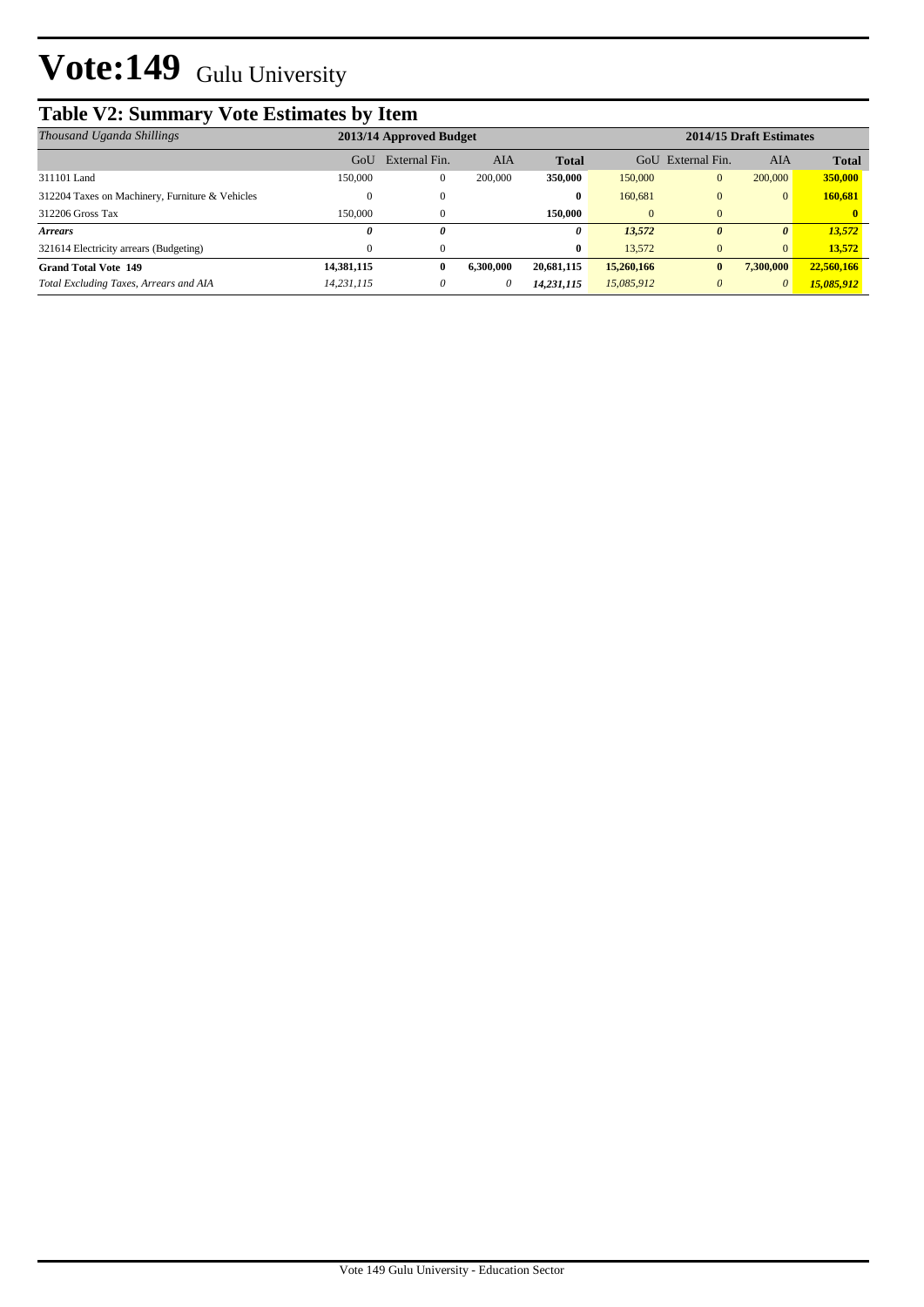# Vote:149 Gulu University

## Table V2: Summary Vote Estimates by Item

| *Thousand Uganda Shillings* | 2013/14 Approved Budget | | | | 2014/15 Draft Estimates | | | |
|---|---|---|---|---|---|---|---|---|
| | GoU | External Fin. | AIA | **Total** | GoU | External Fin. | AIA | **Total** |
| 311101 Land | 150,000 | 0 | 200,000 | **350,000** | 150,000 | 0 | 200,000 | **350,000** |
| 312204 Taxes on Machinery, Furniture & Vehicles | 0 | 0 | | **0** | 160,681 | 0 | 0 | **160,681** |
| 312206 Gross Tax | 150,000 | 0 | | **150,000** | 0 | 0 | | **0** |
| ***Arrears*** | ***0*** | ***0*** | | ***0*** | ***13,572*** | ***0*** | ***0*** | ***13,572*** |
| 321614 Electricity arrears (Budgeting) | 0 | 0 | | **0** | 13,572 | 0 | 0 | **13,572** |
| **Grand Total Vote 149** | **14,381,115** | **0** | **6,300,000** | **20,681,115** | **15,260,166** | **0** | **7,300,000** | **22,560,166** |
| *Total Excluding Taxes, Arrears and AIA* | *14,231,115* | *0* | *0* | ***14,231,115*** | *15,085,912* | *0* | *0* | ***15,085,912*** |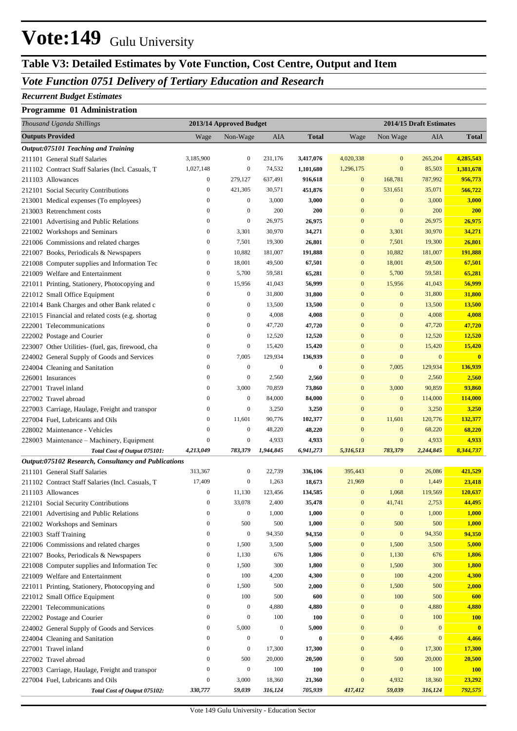# Vote:149 Gulu University

## Table V3: Detailed Estimates by Vote Function, Cost Centre, Output and Item

### *Vote Function 0751 Delivery of Tertiary Education and Research*

***Recurrent Budget Estimates***

**Programme 01 Administration**

| *Thousand Uganda Shillings* | 2013/14 Approved Budget | | | | 2014/15 Draft Estimates | | | |
|---|---|---|---|---|---|---|---|---|
| **Outputs Provided** | Wage | Non-Wage | AIA | **Total** | Wage | Non Wage | AIA | **Total** |
| ***Output:075101 Teaching and Training*** | | | | | | | | |
| 211101 General Staff Salaries | 3,185,900 | 0 | 231,176 | **3,417,076** | 4,020,338 | 0 | 265,204 | **4,285,543** |
| 211102 Contract Staff Salaries (Incl. Casuals, T | 1,027,148 | 0 | 74,532 | **1,101,680** | 1,296,175 | 0 | 85,503 | **1,381,678** |
| 211103 Allowances | 0 | 279,127 | 637,491 | **916,618** | 0 | 168,781 | 787,992 | **956,773** |
| 212101 Social Security Contributions | 0 | 421,305 | 30,571 | **451,876** | 0 | 531,651 | 35,071 | **566,722** |
| 213001 Medical expenses (To employees) | 0 | 0 | 3,000 | **3,000** | 0 | 0 | 3,000 | **3,000** |
| 213003 Retrenchment costs | 0 | 0 | 200 | **200** | 0 | 0 | 200 | **200** |
| 221001 Advertising and Public Relations | 0 | 0 | 26,975 | **26,975** | 0 | 0 | 26,975 | **26,975** |
| 221002 Workshops and Seminars | 0 | 3,301 | 30,970 | **34,271** | 0 | 3,301 | 30,970 | **34,271** |
| 221006 Commissions and related charges | 0 | 7,501 | 19,300 | **26,801** | 0 | 7,501 | 19,300 | **26,801** |
| 221007 Books, Periodicals & Newspapers | 0 | 10,882 | 181,007 | **191,888** | 0 | 10,882 | 181,007 | **191,888** |
| 221008 Computer supplies and Information Tec | 0 | 18,001 | 49,500 | **67,501** | 0 | 18,001 | 49,500 | **67,501** |
| 221009 Welfare and Entertainment | 0 | 5,700 | 59,581 | **65,281** | 0 | 5,700 | 59,581 | **65,281** |
| 221011 Printing, Stationery, Photocopying and | 0 | 15,956 | 41,043 | **56,999** | 0 | 15,956 | 41,043 | **56,999** |
| 221012 Small Office Equipment | 0 | 0 | 31,800 | **31,800** | 0 | 0 | 31,800 | **31,800** |
| 221014 Bank Charges and other Bank related c | 0 | 0 | 13,500 | **13,500** | 0 | 0 | 13,500 | **13,500** |
| 221015 Financial and related costs (e.g. shortag | 0 | 0 | 4,008 | **4,008** | 0 | 0 | 4,008 | **4,008** |
| 222001 Telecommunications | 0 | 0 | 47,720 | **47,720** | 0 | 0 | 47,720 | **47,720** |
| 222002 Postage and Courier | 0 | 0 | 12,520 | **12,520** | 0 | 0 | 12,520 | **12,520** |
| 223007 Other Utilities- (fuel, gas, firewood, cha | 0 | 0 | 15,420 | **15,420** | 0 | 0 | 15,420 | **15,420** |
| 224002 General Supply of Goods and Services | 0 | 7,005 | 129,934 | **136,939** | 0 | 0 | 0 | **0** |
| 224004 Cleaning and Sanitation | 0 | 0 | 0 | **0** | 0 | 7,005 | 129,934 | **136,939** |
| 226001 Insurances | 0 | 0 | 2,560 | **2,560** | 0 | 0 | 2,560 | **2,560** |
| 227001 Travel inland | 0 | 3,000 | 70,859 | **73,860** | 0 | 3,000 | 90,859 | **93,860** |
| 227002 Travel abroad | 0 | 0 | 84,000 | **84,000** | 0 | 0 | 114,000 | **114,000** |
| 227003 Carriage, Haulage, Freight and transpor | 0 | 0 | 3,250 | **3,250** | 0 | 0 | 3,250 | **3,250** |
| 227004 Fuel, Lubricants and Oils | 0 | 11,601 | 90,776 | **102,377** | 0 | 11,601 | 120,776 | **132,377** |
| 228002 Maintenance - Vehicles | 0 | 0 | 48,220 | **48,220** | 0 | 0 | 68,220 | **68,220** |
| 228003 Maintenance – Machinery, Equipment | 0 | 0 | 4,933 | **4,933** | 0 | 0 | 4,933 | **4,933** |
| ***Total Cost of Output 075101:*** | ***4,213,049*** | ***783,379*** | ***1,944,845*** | ***6,941,273*** | ***5,316,513*** | ***783,379*** | ***2,244,845*** | ***8,344,737*** |
| ***Output:075102 Research, Consultancy and Publications*** | | | | | | | | |
| 211101 General Staff Salaries | 313,367 | 0 | 22,739 | **336,106** | 395,443 | 0 | 26,086 | **421,529** |
| 211102 Contract Staff Salaries (Incl. Casuals, T | 17,409 | 0 | 1,263 | **18,673** | 21,969 | 0 | 1,449 | **23,418** |
| 211103 Allowances | 0 | 11,130 | 123,456 | **134,585** | 0 | 1,068 | 119,569 | **120,637** |
| 212101 Social Security Contributions | 0 | 33,078 | 2,400 | **35,478** | 0 | 41,741 | 2,753 | **44,495** |
| 221001 Advertising and Public Relations | 0 | 0 | 1,000 | **1,000** | 0 | 0 | 1,000 | **1,000** |
| 221002 Workshops and Seminars | 0 | 500 | 500 | **1,000** | 0 | 500 | 500 | **1,000** |
| 221003 Staff Training | 0 | 0 | 94,350 | **94,350** | 0 | 0 | 94,350 | **94,350** |
| 221006 Commissions and related charges | 0 | 1,500 | 3,500 | **5,000** | 0 | 1,500 | 3,500 | **5,000** |
| 221007 Books, Periodicals & Newspapers | 0 | 1,130 | 676 | **1,806** | 0 | 1,130 | 676 | **1,806** |
| 221008 Computer supplies and Information Tec | 0 | 1,500 | 300 | **1,800** | 0 | 1,500 | 300 | **1,800** |
| 221009 Welfare and Entertainment | 0 | 100 | 4,200 | **4,300** | 0 | 100 | 4,200 | **4,300** |
| 221011 Printing, Stationery, Photocopying and | 0 | 1,500 | 500 | **2,000** | 0 | 1,500 | 500 | **2,000** |
| 221012 Small Office Equipment | 0 | 100 | 500 | **600** | 0 | 100 | 500 | **600** |
| 222001 Telecommunications | 0 | 0 | 4,880 | **4,880** | 0 | 0 | 4,880 | **4,880** |
| 222002 Postage and Courier | 0 | 0 | 100 | **100** | 0 | 0 | 100 | **100** |
| 224002 General Supply of Goods and Services | 0 | 5,000 | 0 | **5,000** | 0 | 0 | 0 | **0** |
| 224004 Cleaning and Sanitation | 0 | 0 | 0 | **0** | 0 | 4,466 | 0 | **4,466** |
| 227001 Travel inland | 0 | 0 | 17,300 | **17,300** | 0 | 0 | 17,300 | **17,300** |
| 227002 Travel abroad | 0 | 500 | 20,000 | **20,500** | 0 | 500 | 20,000 | **20,500** |
| 227003 Carriage, Haulage, Freight and transpor | 0 | 0 | 100 | **100** | 0 | 0 | 100 | **100** |
| 227004 Fuel, Lubricants and Oils | 0 | 3,000 | 18,360 | **21,360** | 0 | 4,932 | 18,360 | **23,292** |
| ***Total Cost of Output 075102:*** | ***330,777*** | ***59,039*** | ***316,124*** | ***705,939*** | ***417,412*** | ***59,039*** | ***316,124*** | ***792,575*** |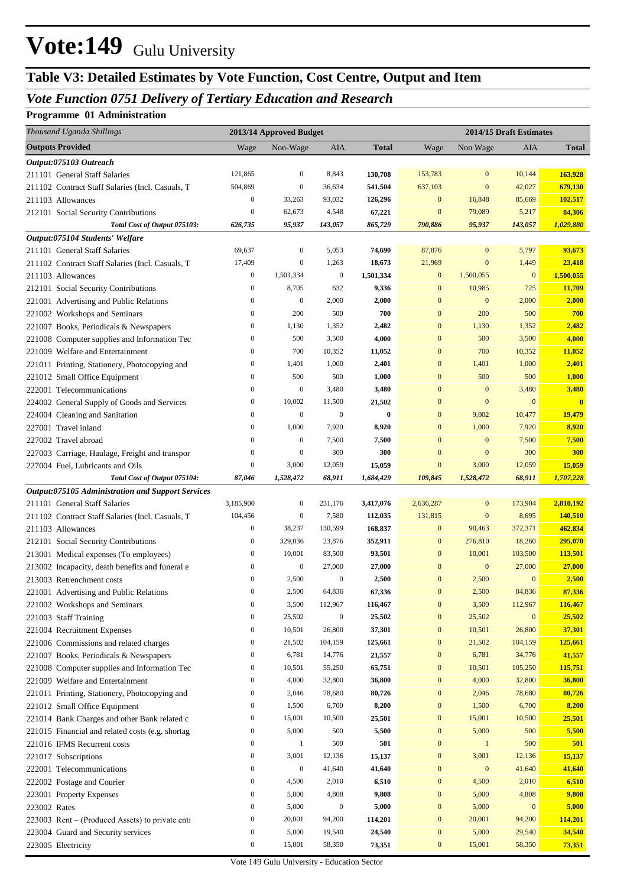# Vote:149 Gulu University

## Table V3: Detailed Estimates by Vote Function, Cost Centre, Output and Item

### Vote Function 0751 Delivery of Tertiary Education and Research

#### Programme 01 Administration

| *Thousand Uganda Shillings* | 2013/14 Approved Budget | | | | 2014/15 Draft Estimates | | | |
|---|---|---|---|---|---|---|---|---|
| **Outputs Provided** | Wage | Non-Wage | AIA | **Total** | Wage | Non Wage | AIA | **Total** |
| ***Output:075103 Outreach*** | | | | | | | | |
| 211101 General Staff Salaries | 121,865 | 0 | 8,843 | **130,708** | 153,783 | 0 | 10,144 | **163,928** |
| 211102 Contract Staff Salaries (Incl. Casuals, T | 504,869 | 0 | 36,634 | **541,504** | 637,103 | 0 | 42,027 | **679,130** |
| 211103 Allowances | 0 | 33,263 | 93,032 | **126,296** | 0 | 16,848 | 85,669 | **102,517** |
| 212101 Social Security Contributions | 0 | 62,673 | 4,548 | **67,221** | 0 | 79,089 | 5,217 | **84,306** |
| ***Total Cost of Output 075103:*** | ***626,735*** | ***95,937*** | ***143,057*** | ***865,729*** | ***790,886*** | ***95,937*** | ***143,057*** | ***1,029,880*** |
| ***Output:075104 Students' Welfare*** | | | | | | | | |
| 211101 General Staff Salaries | 69,637 | 0 | 5,053 | **74,690** | 87,876 | 0 | 5,797 | **93,673** |
| 211102 Contract Staff Salaries (Incl. Casuals, T | 17,409 | 0 | 1,263 | **18,673** | 21,969 | 0 | 1,449 | **23,418** |
| 211103 Allowances | 0 | 1,501,334 | 0 | **1,501,334** | 0 | 1,500,055 | 0 | **1,500,055** |
| 212101 Social Security Contributions | 0 | 8,705 | 632 | **9,336** | 0 | 10,985 | 725 | **11,709** |
| 221001 Advertising and Public Relations | 0 | 0 | 2,000 | **2,000** | 0 | 0 | 2,000 | **2,000** |
| 221002 Workshops and Seminars | 0 | 200 | 500 | **700** | 0 | 200 | 500 | **700** |
| 221007 Books, Periodicals & Newspapers | 0 | 1,130 | 1,352 | **2,482** | 0 | 1,130 | 1,352 | **2,482** |
| 221008 Computer supplies and Information Tec | 0 | 500 | 3,500 | **4,000** | 0 | 500 | 3,500 | **4,000** |
| 221009 Welfare and Entertainment | 0 | 700 | 10,352 | **11,052** | 0 | 700 | 10,352 | **11,052** |
| 221011 Printing, Stationery, Photocopying and | 0 | 1,401 | 1,000 | **2,401** | 0 | 1,401 | 1,000 | **2,401** |
| 221012 Small Office Equipment | 0 | 500 | 500 | **1,000** | 0 | 500 | 500 | **1,000** |
| 222001 Telecommunications | 0 | 0 | 3,480 | **3,480** | 0 | 0 | 3,480 | **3,480** |
| 224002 General Supply of Goods and Services | 0 | 10,002 | 11,500 | **21,502** | 0 | 0 | 0 | **0** |
| 224004 Cleaning and Sanitation | 0 | 0 | 0 | **0** | 0 | 9,002 | 10,477 | **19,479** |
| 227001 Travel inland | 0 | 1,000 | 7,920 | **8,920** | 0 | 1,000 | 7,920 | **8,920** |
| 227002 Travel abroad | 0 | 0 | 7,500 | **7,500** | 0 | 0 | 7,500 | **7,500** |
| 227003 Carriage, Haulage, Freight and transpor | 0 | 0 | 300 | **300** | 0 | 0 | 300 | **300** |
| 227004 Fuel, Lubricants and Oils | 0 | 3,000 | 12,059 | **15,059** | 0 | 3,000 | 12,059 | **15,059** |
| ***Total Cost of Output 075104:*** | ***87,046*** | ***1,528,472*** | ***68,911*** | ***1,684,429*** | ***109,845*** | ***1,528,472*** | ***68,911*** | ***1,707,228*** |
| ***Output:075105 Administration and Support Services*** | | | | | | | | |
| 211101 General Staff Salaries | 3,185,900 | 0 | 231,176 | **3,417,076** | 2,636,287 | 0 | 173,904 | **2,810,192** |
| 211102 Contract Staff Salaries (Incl. Casuals, T | 104,456 | 0 | 7,580 | **112,035** | 131,815 | 0 | 8,695 | **140,510** |
| 211103 Allowances | 0 | 38,237 | 130,599 | **168,837** | 0 | 90,463 | 372,371 | **462,834** |
| 212101 Social Security Contributions | 0 | 329,036 | 23,876 | **352,911** | 0 | 276,810 | 18,260 | **295,070** |
| 213001 Medical expenses (To employees) | 0 | 10,001 | 83,500 | **93,501** | 0 | 10,001 | 103,500 | **113,501** |
| 213002 Incapacity, death benefits and funeral e | 0 | 0 | 27,000 | **27,000** | 0 | 0 | 27,000 | **27,000** |
| 213003 Retrenchment costs | 0 | 2,500 | 0 | **2,500** | 0 | 2,500 | 0 | **2,500** |
| 221001 Advertising and Public Relations | 0 | 2,500 | 64,836 | **67,336** | 0 | 2,500 | 84,836 | **87,336** |
| 221002 Workshops and Seminars | 0 | 3,500 | 112,967 | **116,467** | 0 | 3,500 | 112,967 | **116,467** |
| 221003 Staff Training | 0 | 25,502 | 0 | **25,502** | 0 | 25,502 | 0 | **25,502** |
| 221004 Recruitment Expenses | 0 | 10,501 | 26,800 | **37,301** | 0 | 10,501 | 26,800 | **37,301** |
| 221006 Commissions and related charges | 0 | 21,502 | 104,159 | **125,661** | 0 | 21,502 | 104,159 | **125,661** |
| 221007 Books, Periodicals & Newspapers | 0 | 6,781 | 14,776 | **21,557** | 0 | 6,781 | 34,776 | **41,557** |
| 221008 Computer supplies and Information Tec | 0 | 10,501 | 55,250 | **65,751** | 0 | 10,501 | 105,250 | **115,751** |
| 221009 Welfare and Entertainment | 0 | 4,000 | 32,800 | **36,800** | 0 | 4,000 | 32,800 | **36,800** |
| 221011 Printing, Stationery, Photocopying and | 0 | 2,046 | 78,680 | **80,726** | 0 | 2,046 | 78,680 | **80,726** |
| 221012 Small Office Equipment | 0 | 1,500 | 6,700 | **8,200** | 0 | 1,500 | 6,700 | **8,200** |
| 221014 Bank Charges and other Bank related c | 0 | 15,001 | 10,500 | **25,501** | 0 | 15,001 | 10,500 | **25,501** |
| 221015 Financial and related costs (e.g. shortag | 0 | 5,000 | 500 | **5,500** | 0 | 5,000 | 500 | **5,500** |
| 221016 IFMS Recurrent costs | 0 | 1 | 500 | **501** | 0 | 1 | 500 | **501** |
| 221017 Subscriptions | 0 | 3,001 | 12,136 | **15,137** | 0 | 3,001 | 12,136 | **15,137** |
| 222001 Telecommunications | 0 | 0 | 41,640 | **41,640** | 0 | 0 | 41,640 | **41,640** |
| 222002 Postage and Courier | 0 | 4,500 | 2,010 | **6,510** | 0 | 4,500 | 2,010 | **6,510** |
| 223001 Property Expenses | 0 | 5,000 | 4,808 | **9,808** | 0 | 5,000 | 4,808 | **9,808** |
| 223002 Rates | 0 | 5,000 | 0 | **5,000** | 0 | 5,000 | 0 | **5,000** |
| 223003 Rent – (Produced Assets) to private enti | 0 | 20,001 | 94,200 | **114,201** | 0 | 20,001 | 94,200 | **114,201** |
| 223004 Guard and Security services | 0 | 5,000 | 19,540 | **24,540** | 0 | 5,000 | 29,540 | **34,540** |
| 223005 Electricity | 0 | 15,001 | 58,350 | **73,351** | 0 | 15,001 | 58,350 | **73,351** |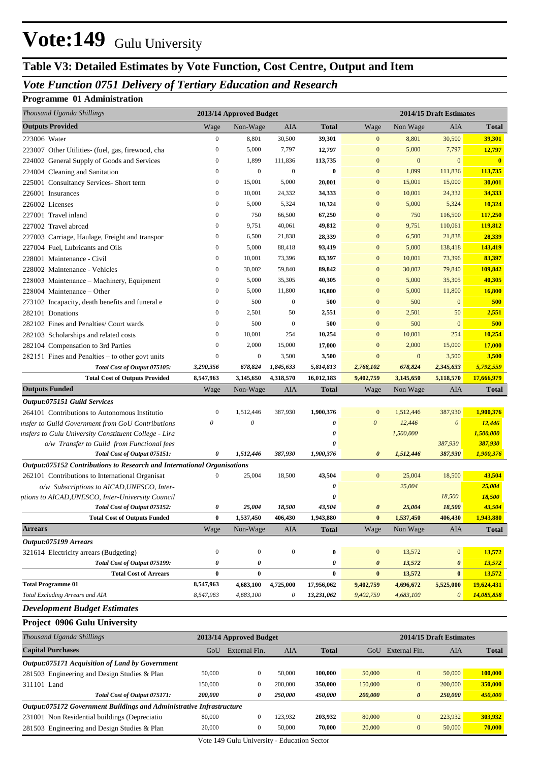# Vote:149 Gulu University

## Table V3: Detailed Estimates by Vote Function, Cost Centre, Output and Item

### *Vote Function 0751 Delivery of Tertiary Education and Research*

#### Programme 01 Administration

| *Thousand Uganda Shillings* | 2013/14 Approved Budget | | | | 2014/15 Draft Estimates | | | |
|---|---|---|---|---|---|---|---|---|
| **Outputs Provided** | Wage | Non-Wage | AIA | **Total** | Wage | Non Wage | AIA | **Total** |
| 223006 Water | 0 | 8,801 | 30,500 | **39,301** | 0 | 8,801 | 30,500 | **39,301** |
| 223007 Other Utilities- (fuel, gas, firewood, cha | 0 | 5,000 | 7,797 | **12,797** | 0 | 5,000 | 7,797 | **12,797** |
| 224002 General Supply of Goods and Services | 0 | 1,899 | 111,836 | **113,735** | 0 | 0 | 0 | **0** |
| 224004 Cleaning and Sanitation | 0 | 0 | 0 | **0** | 0 | 1,899 | 111,836 | **113,735** |
| 225001 Consultancy Services- Short term | 0 | 15,001 | 5,000 | **20,001** | 0 | 15,001 | 15,000 | **30,001** |
| 226001 Insurances | 0 | 10,001 | 24,332 | **34,333** | 0 | 10,001 | 24,332 | **34,333** |
| 226002 Licenses | 0 | 5,000 | 5,324 | **10,324** | 0 | 5,000 | 5,324 | **10,324** |
| 227001 Travel inland | 0 | 750 | 66,500 | **67,250** | 0 | 750 | 116,500 | **117,250** |
| 227002 Travel abroad | 0 | 9,751 | 40,061 | **49,812** | 0 | 9,751 | 110,061 | **119,812** |
| 227003 Carriage, Haulage, Freight and transpor | 0 | 6,500 | 21,838 | **28,339** | 0 | 6,500 | 21,838 | **28,339** |
| 227004 Fuel, Lubricants and Oils | 0 | 5,000 | 88,418 | **93,419** | 0 | 5,000 | 138,418 | **143,419** |
| 228001 Maintenance - Civil | 0 | 10,001 | 73,396 | **83,397** | 0 | 10,001 | 73,396 | **83,397** |
| 228002 Maintenance - Vehicles | 0 | 30,002 | 59,840 | **89,842** | 0 | 30,002 | 79,840 | **109,842** |
| 228003 Maintenance – Machinery, Equipment | 0 | 5,000 | 35,305 | **40,305** | 0 | 5,000 | 35,305 | **40,305** |
| 228004 Maintenance – Other | 0 | 5,000 | 11,800 | **16,800** | 0 | 5,000 | 11,800 | **16,800** |
| 273102 Incapacity, death benefits and funeral e | 0 | 500 | 0 | **500** | 0 | 500 | 0 | **500** |
| 282101 Donations | 0 | 2,501 | 50 | **2,551** | 0 | 2,501 | 50 | **2,551** |
| 282102 Fines and Penalties/ Court wards | 0 | 500 | 0 | **500** | 0 | 500 | 0 | **500** |
| 282103 Scholarships and related costs | 0 | 10,001 | 254 | **10,254** | 0 | 10,001 | 254 | **10,254** |
| 282104 Compensation to 3rd Parties | 0 | 2,000 | 15,000 | **17,000** | 0 | 2,000 | 15,000 | **17,000** |
| 282151 Fines and Penalties – to other govt units | 0 | 0 | 3,500 | **3,500** | 0 | 0 | 3,500 | **3,500** |
| ***Total Cost of Output 075105:*** | ***3,290,356*** | ***678,824*** | ***1,845,633*** | ***5,814,813*** | ***2,768,102*** | ***678,824*** | ***2,345,633*** | ***5,792,559*** |
| **Total Cost of Outputs Provided** | **8,547,963** | **3,145,650** | **4,318,570** | **16,012,183** | **9,402,759** | **3,145,650** | **5,118,570** | **17,666,979** |
| **Outputs Funded** | Wage | Non-Wage | AIA | **Total** | Wage | Non Wage | AIA | **Total** |
| ***Output:075151 Guild Services*** | | | | | | | | |
| 264101 Contributions to Autonomous Institutio | 0 | 1,512,446 | 387,930 | **1,900,376** | 0 | 1,512,446 | 387,930 | **1,900,376** |
| *nsfer to Guild Government from GoU Contributions* | *0* | *0* | | ***0*** | *0* | *12,446* | *0* | ***12,446*** |
| *nsfers to Gulu University Constituent College - Lira* | | | | ***0*** | | *1,500,000* | | ***1,500,000*** |
| *o/w Transfer to Guild from Functional fees* | | | | ***0*** | | | *387,930* | ***387,930*** |
| ***Total Cost of Output 075151:*** | ***0*** | ***1,512,446*** | ***387,930*** | ***1,900,376*** | ***0*** | ***1,512,446*** | ***387,930*** | ***1,900,376*** |
| ***Output:075152 Contributions to Research and International Organisations*** | | | | | | | | |
| 262101 Contributions to International Organisat | 0 | 25,004 | 18,500 | **43,504** | 0 | 25,004 | 18,500 | **43,504** |
| *o/w Subscriptions to AICAD,UNESCO, Inter-* | | | | ***0*** | | *25,004* | | ***25,004*** |
| *ptions to AICAD,UNESCO, Inter-University Council* | | | | ***0*** | | | *18,500* | ***18,500*** |
| ***Total Cost of Output 075152:*** | ***0*** | ***25,004*** | ***18,500*** | ***43,504*** | ***0*** | ***25,004*** | ***18,500*** | ***43,504*** |
| **Total Cost of Outputs Funded** | **0** | **1,537,450** | **406,430** | **1,943,880** | **0** | **1,537,450** | **406,430** | **1,943,880** |
| **Arrears** | Wage | Non-Wage | AIA | **Total** | Wage | Non Wage | AIA | **Total** |
| ***Output:075199 Arrears*** | | | | | | | | |
| 321614 Electricity arrears (Budgeting) | 0 | 0 | 0 | **0** | 0 | 13,572 | 0 | **13,572** |
| ***Total Cost of Output 075199:*** | ***0*** | ***0*** | | ***0*** | ***0*** | ***13,572*** | ***0*** | ***13,572*** |
| **Total Cost of Arrears** | **0** | **0** | | **0** | **0** | **13,572** | **0** | **13,572** |
| **Total Programme 01** | **8,547,963** | **4,683,100** | **4,725,000** | **17,956,062** | **9,402,759** | **4,696,672** | **5,525,000** | **19,624,431** |
| *Total Excluding Arrears and AIA* | *8,547,963* | *4,683,100* | *0* | *13,231,062* | *9,402,759* | *4,683,100* | *0* | ***14,085,858*** |

### *Development Budget Estimates*

#### Project 0906 Gulu University

| *Thousand Uganda Shillings* | 2013/14 Approved Budget | | | | 2014/15 Draft Estimates | | | |
|---|---|---|---|---|---|---|---|---|
| **Capital Purchases** | GoU | External Fin. | AIA | **Total** | GoU | External Fin. | AIA | **Total** |
| ***Output:075171 Acquisition of Land by Government*** | | | | | | | | |
| 281503 Engineering and Design Studies & Plan | 50,000 | 0 | 50,000 | **100,000** | 50,000 | 0 | 50,000 | **100,000** |
| 311101 Land | 150,000 | 0 | 200,000 | **350,000** | 150,000 | 0 | 200,000 | **350,000** |
| ***Total Cost of Output 075171:*** | ***200,000*** | ***0*** | ***250,000*** | ***450,000*** | ***200,000*** | ***0*** | ***250,000*** | ***450,000*** |
| ***Output:075172 Government Buildings and Administrative Infrastructure*** | | | | | | | | |
| 231001 Non Residential buildings (Depreciatio | 80,000 | 0 | 123,932 | **203,932** | 80,000 | 0 | 223,932 | **303,932** |
| 281503 Engineering and Design Studies & Plan | 20,000 | 0 | 50,000 | **70,000** | 20,000 | 0 | 50,000 | **70,000** |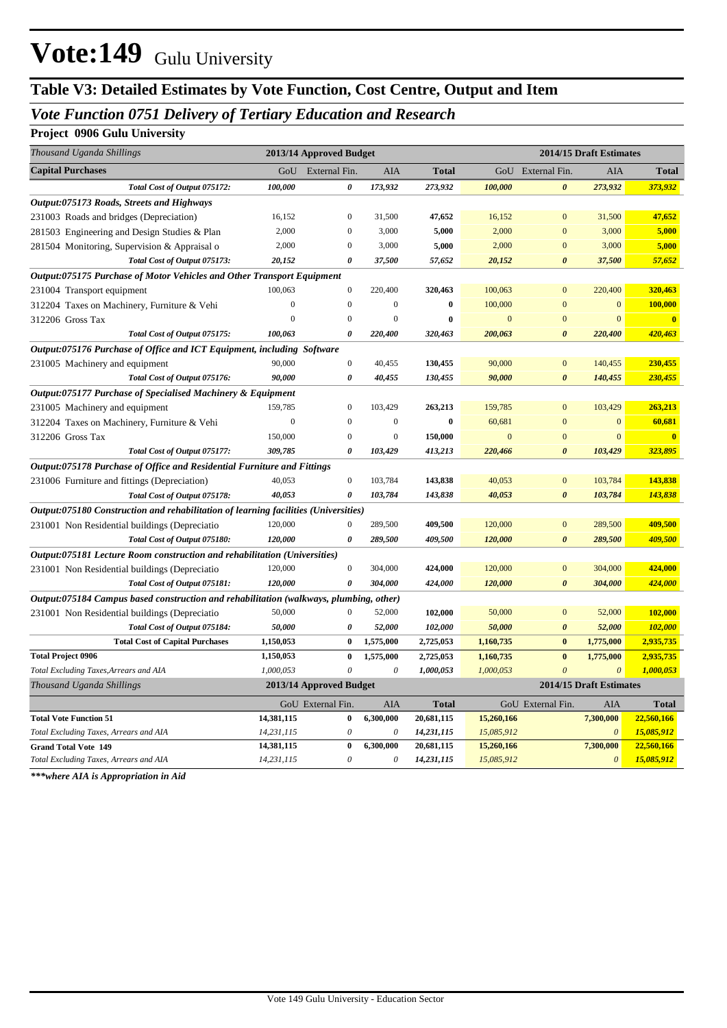# Vote:149 Gulu University

## Table V3: Detailed Estimates by Vote Function, Cost Centre, Output and Item

### *Vote Function 0751 Delivery of Tertiary Education and Research*

**Project 0906 Gulu University**

| *Thousand Uganda Shillings* | 2013/14 Approved Budget | | | | 2014/15 Draft Estimates | | | |
|---|---|---|---|---|---|---|---|---|
| **Capital Purchases** | GoU | External Fin. | AIA | **Total** | GoU | External Fin. | AIA | **Total** |
| ***Total Cost of Output 075172:*** | ***100,000*** | ***0*** | ***173,932*** | ***273,932*** | ***100,000*** | ***0*** | ***273,932*** | ***373,932*** |
| ***Output:075173 Roads, Streets and Highways*** | | | | | | | | |
| 231003 Roads and bridges (Depreciation) | 16,152 | 0 | 31,500 | **47,652** | 16,152 | 0 | 31,500 | **47,652** |
| 281503 Engineering and Design Studies & Plan | 2,000 | 0 | 3,000 | **5,000** | 2,000 | 0 | 3,000 | **5,000** |
| 281504 Monitoring, Supervision & Appraisal o | 2,000 | 0 | 3,000 | **5,000** | 2,000 | 0 | 3,000 | **5,000** |
| ***Total Cost of Output 075173:*** | ***20,152*** | ***0*** | ***37,500*** | ***57,652*** | ***20,152*** | ***0*** | ***37,500*** | ***57,652*** |
| ***Output:075175 Purchase of Motor Vehicles and Other Transport Equipment*** | | | | | | | | |
| 231004 Transport equipment | 100,063 | 0 | 220,400 | **320,463** | 100,063 | 0 | 220,400 | **320,463** |
| 312204 Taxes on Machinery, Furniture & Vehi | 0 | 0 | 0 | **0** | 100,000 | 0 | 0 | **100,000** |
| 312206 Gross Tax | 0 | 0 | 0 | **0** | 0 | 0 | 0 | **0** |
| ***Total Cost of Output 075175:*** | ***100,063*** | ***0*** | ***220,400*** | ***320,463*** | ***200,063*** | ***0*** | ***220,400*** | ***420,463*** |
| ***Output:075176 Purchase of Office and ICT Equipment, including Software*** | | | | | | | | |
| 231005 Machinery and equipment | 90,000 | 0 | 40,455 | **130,455** | 90,000 | 0 | 140,455 | **230,455** |
| ***Total Cost of Output 075176:*** | ***90,000*** | ***0*** | ***40,455*** | ***130,455*** | ***90,000*** | ***0*** | ***140,455*** | ***230,455*** |
| ***Output:075177 Purchase of Specialised Machinery & Equipment*** | | | | | | | | |
| 231005 Machinery and equipment | 159,785 | 0 | 103,429 | **263,213** | 159,785 | 0 | 103,429 | **263,213** |
| 312204 Taxes on Machinery, Furniture & Vehi | 0 | 0 | 0 | **0** | 60,681 | 0 | 0 | **60,681** |
| 312206 Gross Tax | 150,000 | 0 | 0 | **150,000** | 0 | 0 | 0 | **0** |
| ***Total Cost of Output 075177:*** | ***309,785*** | ***0*** | ***103,429*** | ***413,213*** | ***220,466*** | ***0*** | ***103,429*** | ***323,895*** |
| ***Output:075178 Purchase of Office and Residential Furniture and Fittings*** | | | | | | | | |
| 231006 Furniture and fittings (Depreciation) | 40,053 | 0 | 103,784 | **143,838** | 40,053 | 0 | 103,784 | **143,838** |
| ***Total Cost of Output 075178:*** | ***40,053*** | ***0*** | ***103,784*** | ***143,838*** | ***40,053*** | ***0*** | ***103,784*** | ***143,838*** |
| ***Output:075180 Construction and rehabilitation of learning facilities (Universities)*** | | | | | | | | |
| 231001 Non Residential buildings (Depreciatio | 120,000 | 0 | 289,500 | **409,500** | 120,000 | 0 | 289,500 | **409,500** |
| ***Total Cost of Output 075180:*** | ***120,000*** | ***0*** | ***289,500*** | ***409,500*** | ***120,000*** | ***0*** | ***289,500*** | ***409,500*** |
| ***Output:075181 Lecture Room construction and rehabilitation (Universities)*** | | | | | | | | |
| 231001 Non Residential buildings (Depreciatio | 120,000 | 0 | 304,000 | **424,000** | 120,000 | 0 | 304,000 | **424,000** |
| ***Total Cost of Output 075181:*** | ***120,000*** | ***0*** | ***304,000*** | ***424,000*** | ***120,000*** | ***0*** | ***304,000*** | ***424,000*** |
| ***Output:075184 Campus based construction and rehabilitation (walkways, plumbing, other)*** | | | | | | | | |
| 231001 Non Residential buildings (Depreciatio | 50,000 | 0 | 52,000 | **102,000** | 50,000 | 0 | 52,000 | **102,000** |
| ***Total Cost of Output 075184:*** | ***50,000*** | ***0*** | ***52,000*** | ***102,000*** | ***50,000*** | ***0*** | ***52,000*** | ***102,000*** |
| **Total Cost of Capital Purchases** | **1,150,053** | **0** | **1,575,000** | **2,725,053** | **1,160,735** | **0** | **1,775,000** | **2,935,735** |
| **Total Project 0906** | **1,150,053** | **0** | **1,575,000** | **2,725,053** | **1,160,735** | **0** | **1,775,000** | **2,935,735** |
| *Total Excluding Taxes,Arrears and AIA* | *1,000,053* | *0* | *0* | ***1,000,053*** | *1,000,053* | *0* | *0* | ***1,000,053*** |

| *Thousand Uganda Shillings* | 2013/14 Approved Budget | | | | 2014/15 Draft Estimates | | | |
|---|---|---|---|---|---|---|---|---|
| | GoU | External Fin. | AIA | **Total** | GoU | External Fin. | AIA | **Total** |
| **Total Vote Function 51** | **14,381,115** | **0** | **6,300,000** | **20,681,115** | **15,260,166** | | **7,300,000** | **22,560,166** |
| *Total Excluding Taxes, Arrears and AIA* | *14,231,115* | *0* | *0* | ***14,231,115*** | *15,085,912* | | *0* | ***15,085,912*** |
| **Grand Total Vote 149** | **14,381,115** | **0** | **6,300,000** | **20,681,115** | **15,260,166** | | **7,300,000** | **22,560,166** |
| *Total Excluding Taxes, Arrears and AIA* | *14,231,115* | *0* | *0* | ***14,231,115*** | *15,085,912* | | *0* | ***15,085,912*** |

***\*\*\*where AIA is Appropriation in Aid***